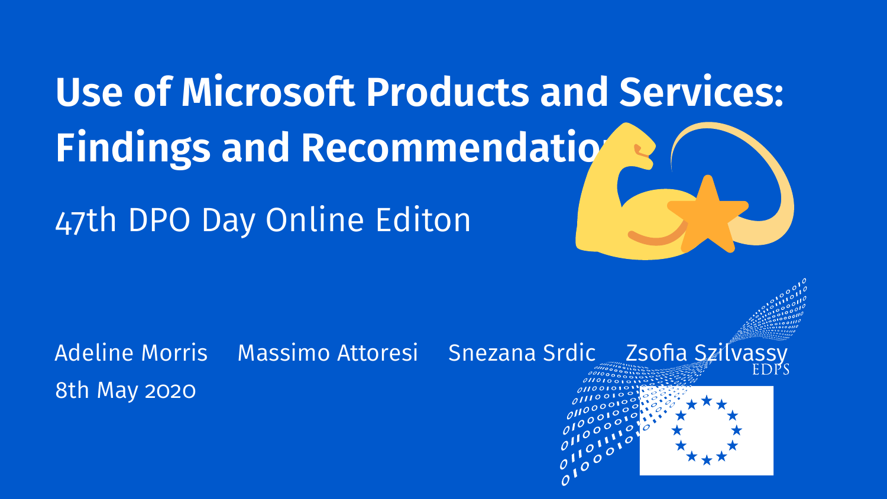# Use of Microsoft Products and Services: Findings and Recommendations

47th DPO Day Online Editon

Adeline Morris Massimo Attoresi Snezana Srdic Zsofia Szilvassy

8th May 2020

EDPS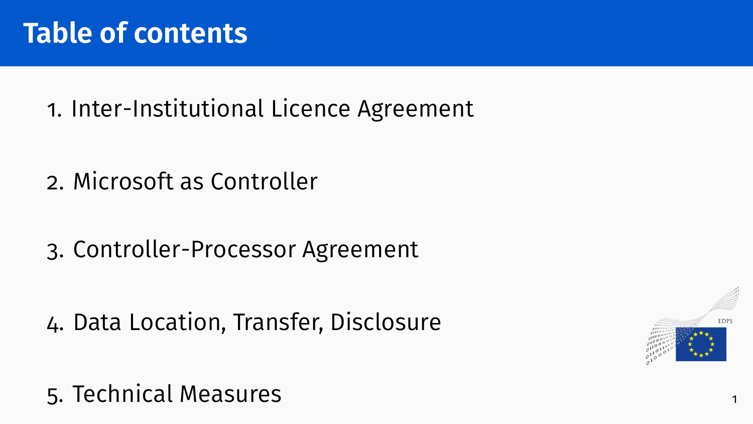# Table of contents

1. Inter-Institutional Licence Agreement
2. Microsoft as Controller
3. Controller-Processor Agreement
4. Data Location, Transfer, Disclosure
5. Technical Measures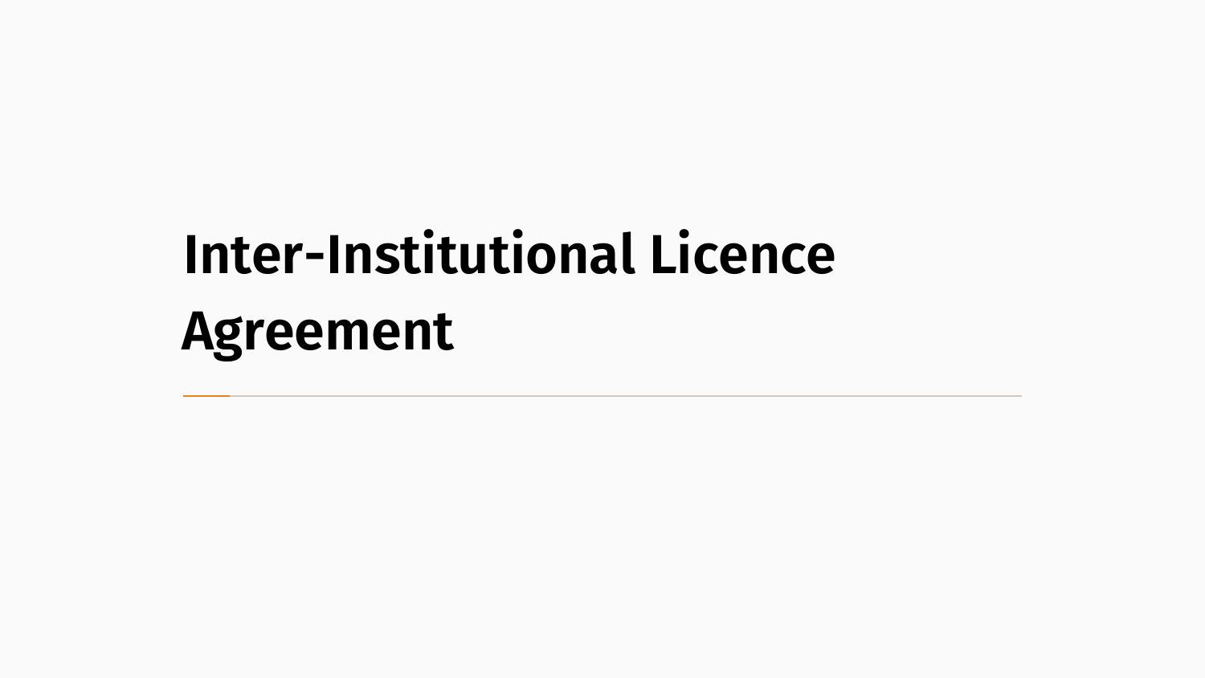# Inter-Institutional Licence Agreement

---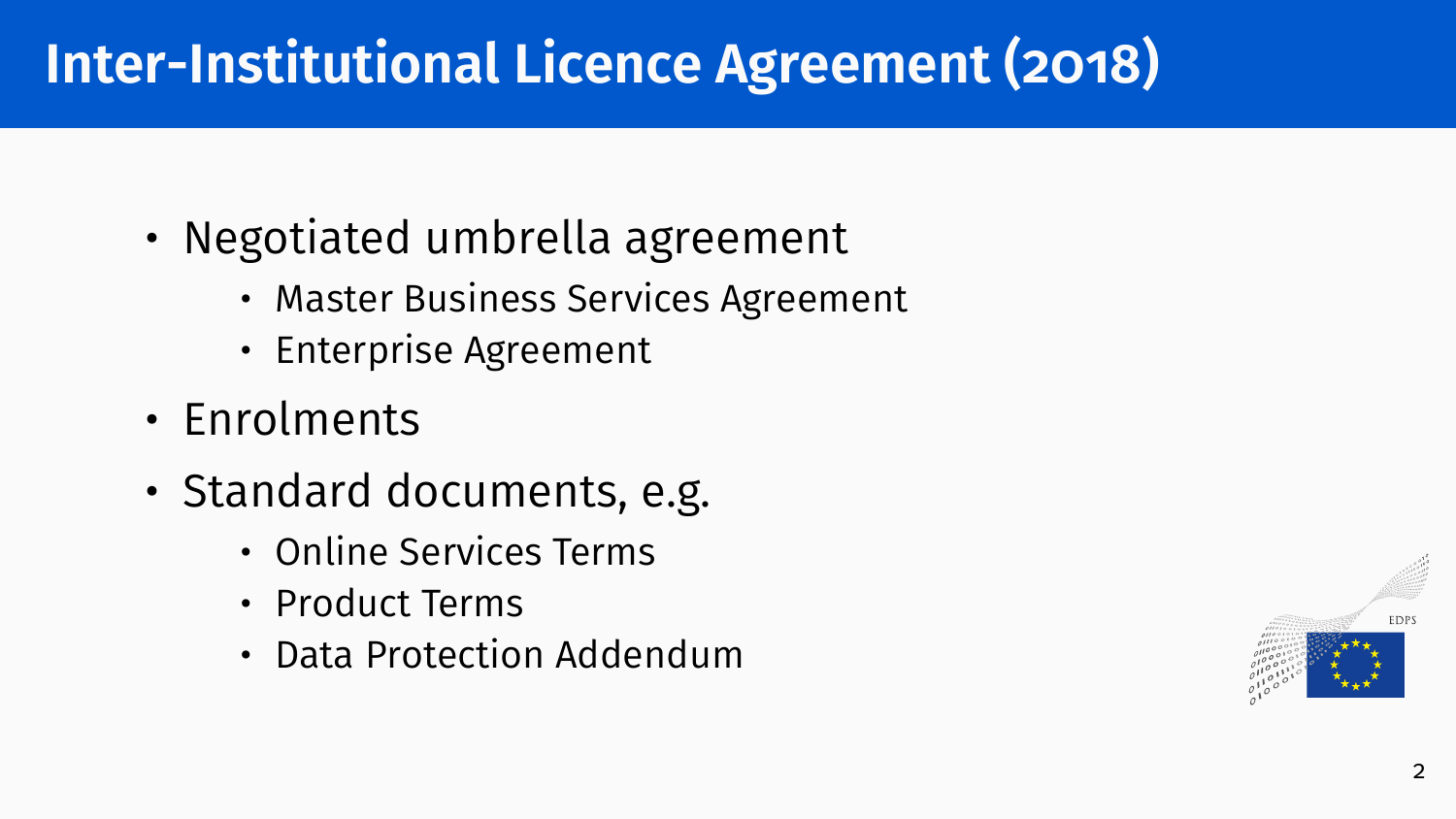# Inter-Institutional Licence Agreement (2018)

- Negotiated umbrella agreement
  - Master Business Services Agreement
  - Enterprise Agreement
- Enrolments
- Standard documents, e.g.
  - Online Services Terms
  - Product Terms
  - Data Protection Addendum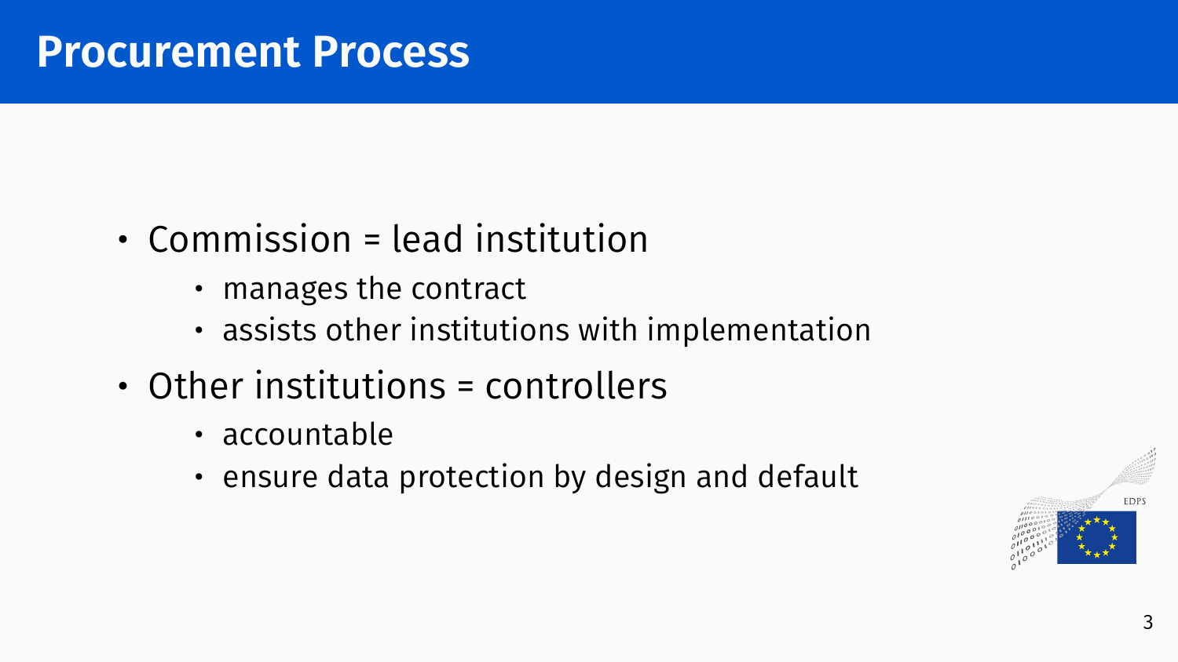# Procurement Process

- Commission = lead institution
  - manages the contract
  - assists other institutions with implementation
- Other institutions = controllers
  - accountable
  - ensure data protection by design and default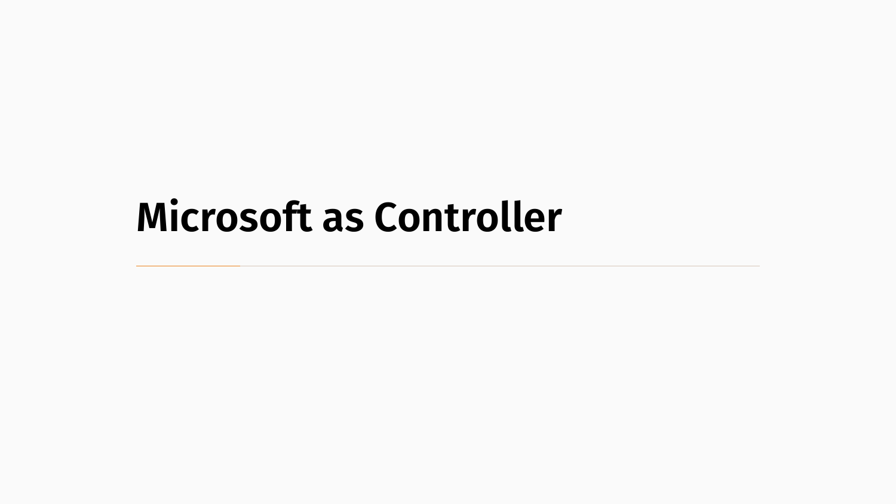# Microsoft as Controller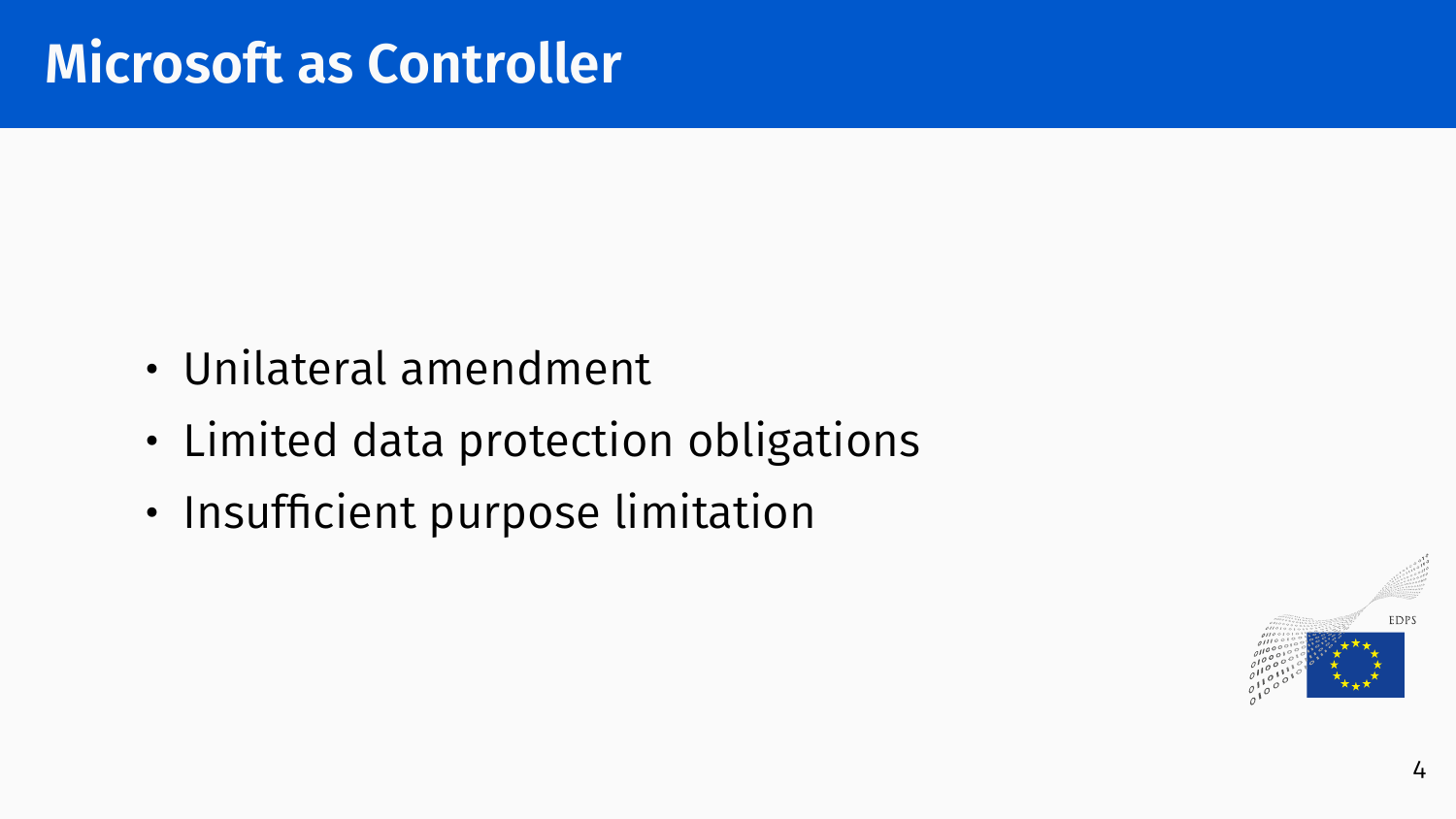# Microsoft as Controller

- Unilateral amendment
- Limited data protection obligations
- Insufficient purpose limitation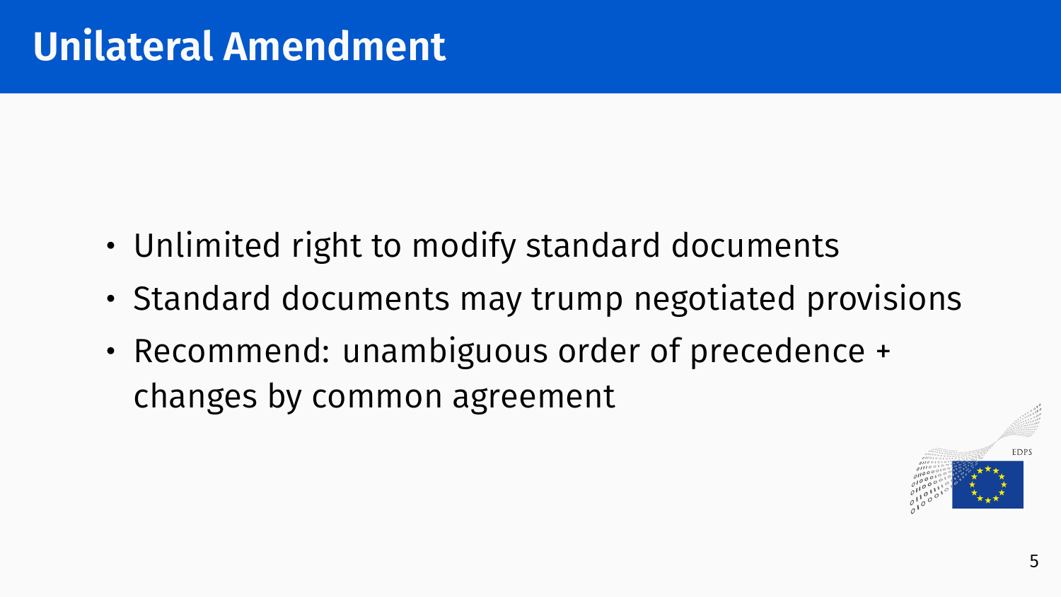# Unilateral Amendment

- Unlimited right to modify standard documents
- Standard documents may trump negotiated provisions
- Recommend: unambiguous order of precedence + changes by common agreement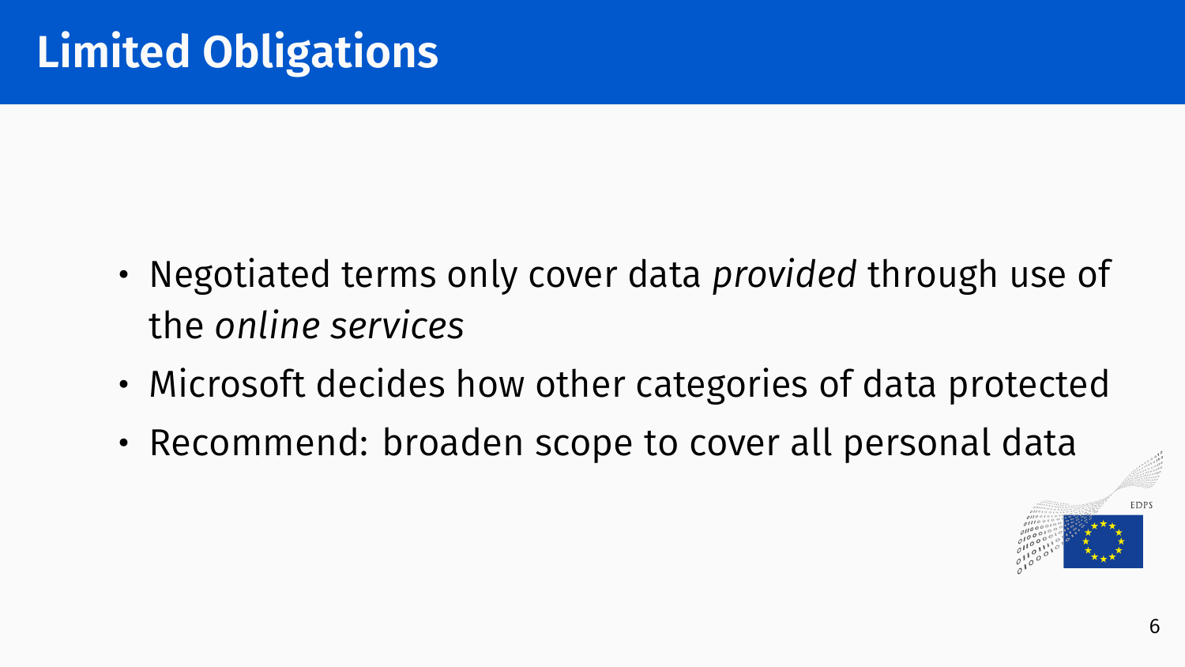# Limited Obligations

- Negotiated terms only cover data *provided* through use of the *online services*
- Microsoft decides how other categories of data protected
- Recommend: broaden scope to cover all personal data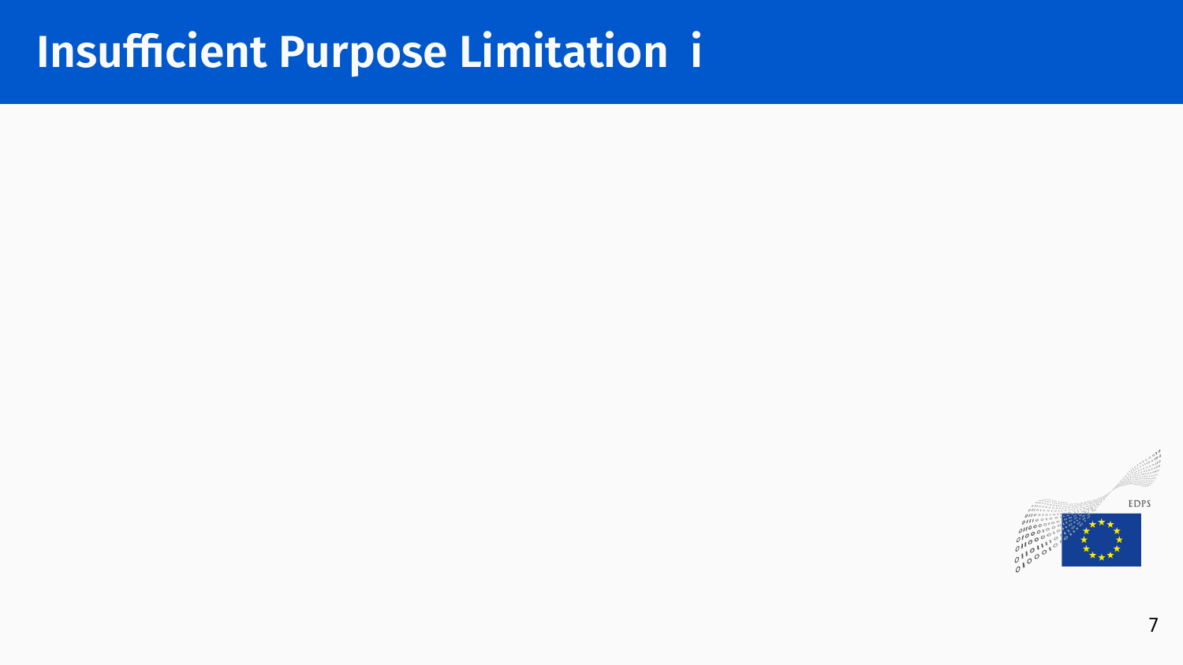# Insufficient Purpose Limitation i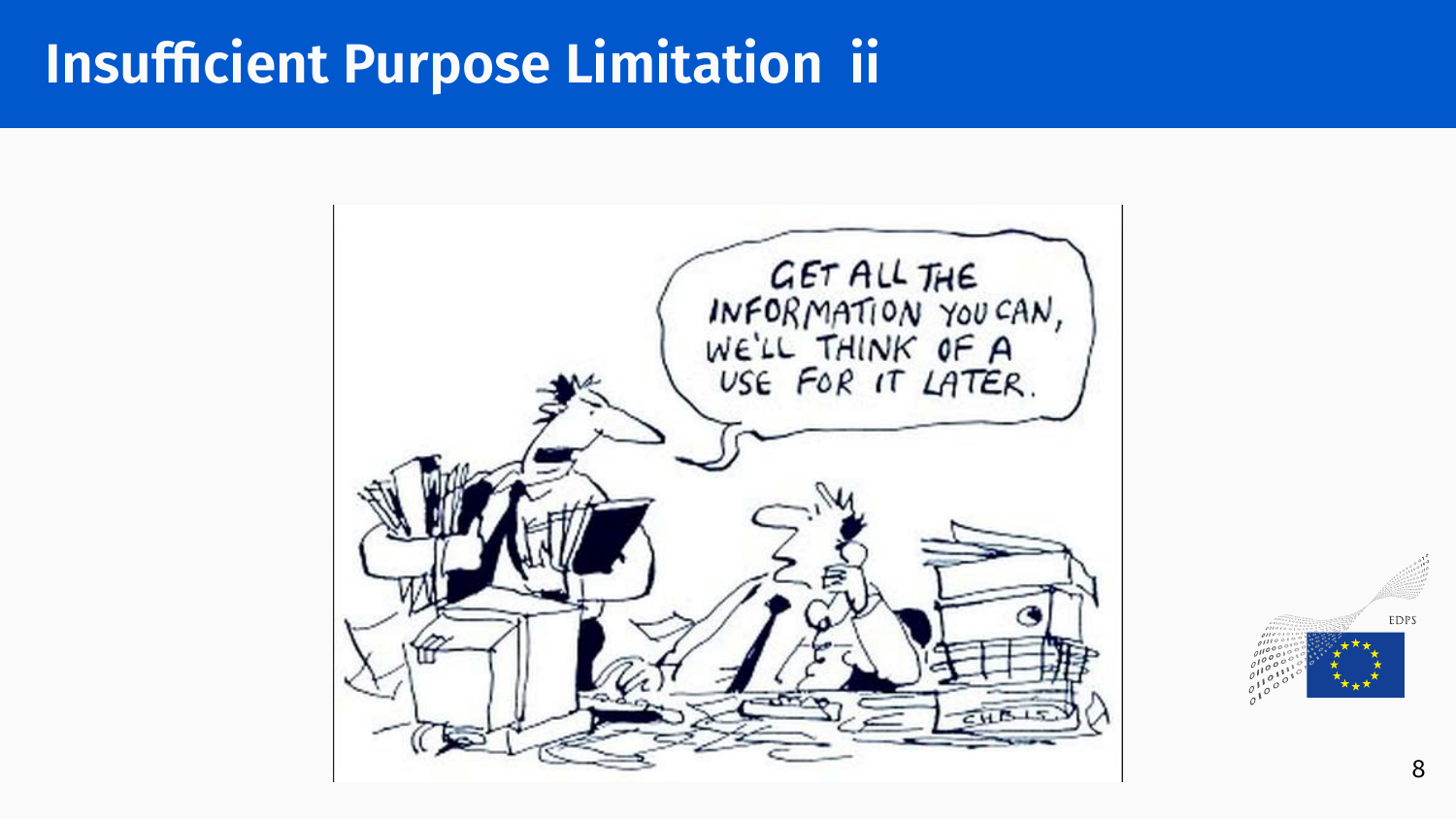# Insufficient Purpose Limitation ii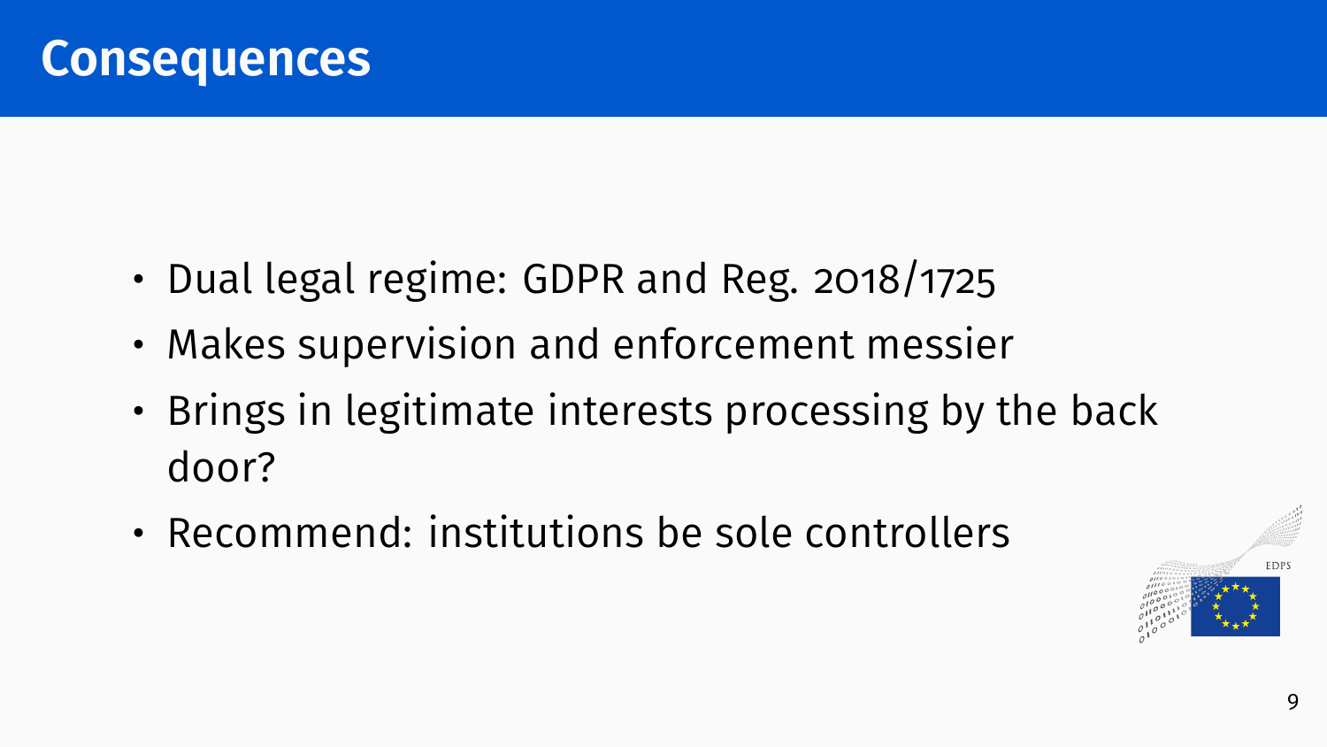# Consequences

- Dual legal regime: GDPR and Reg. 2018/1725
- Makes supervision and enforcement messier
- Brings in legitimate interests processing by the back door?
- Recommend: institutions be sole controllers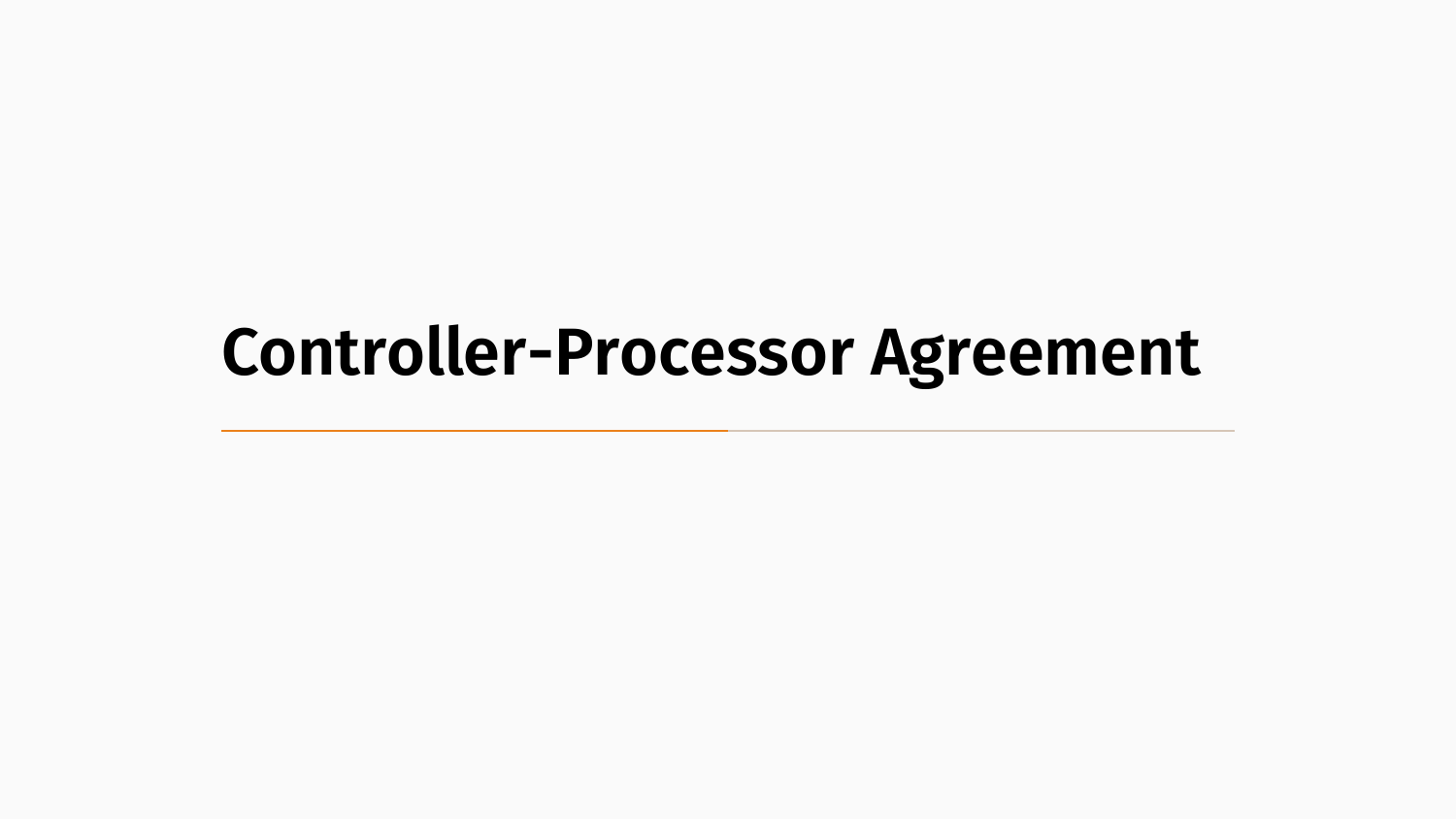# Controller-Processor Agreement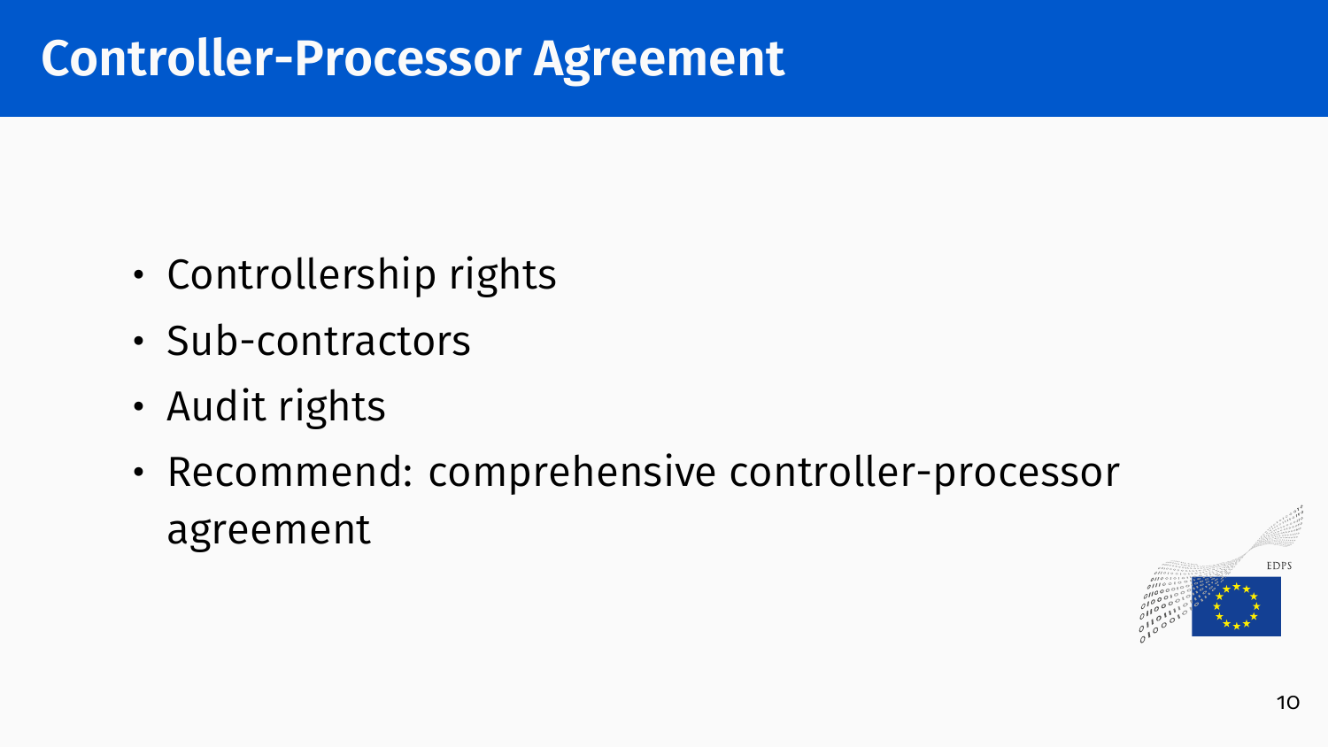# Controller-Processor Agreement

- Controllership rights
- Sub-contractors
- Audit rights
- Recommend: comprehensive controller-processor agreement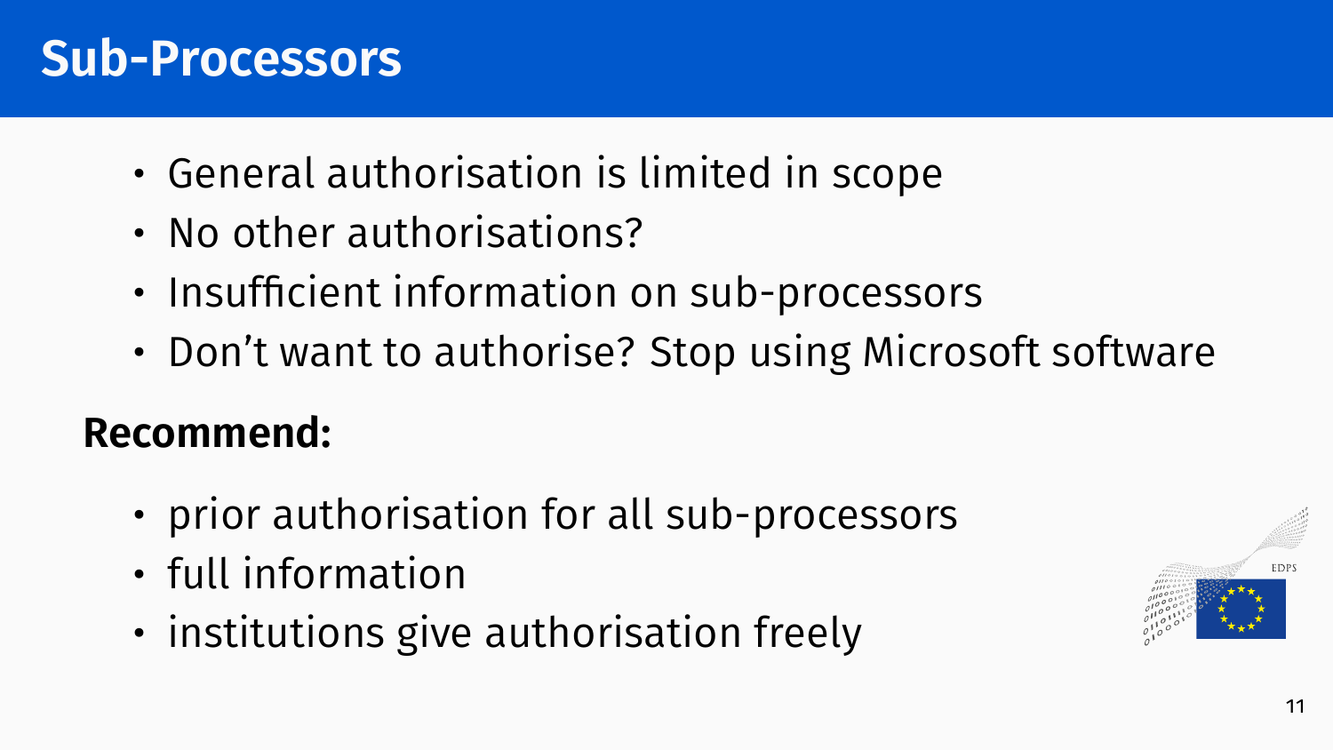# Sub-Processors

- General authorisation is limited in scope
- No other authorisations?
- Insufficient information on sub-processors
- Don't want to authorise? Stop using Microsoft software

**Recommend:**

- prior authorisation for all sub-processors
- full information
- institutions give authorisation freely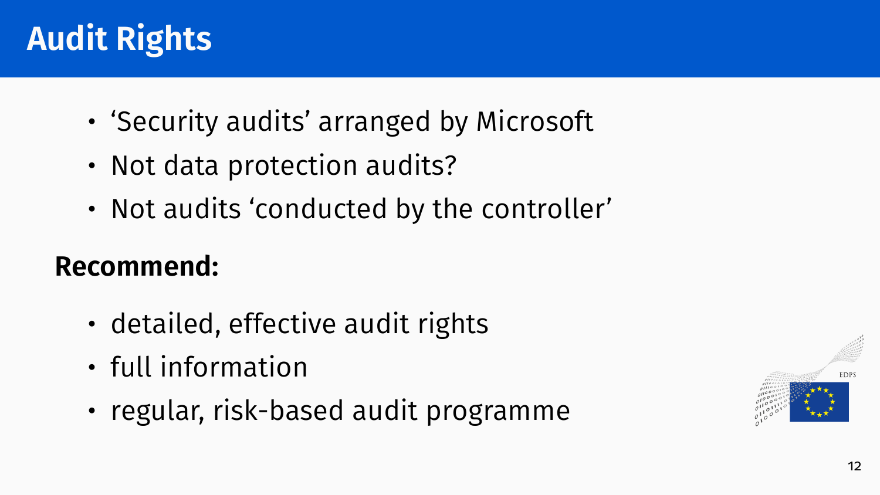# Audit Rights

- 'Security audits' arranged by Microsoft
- Not data protection audits?
- Not audits 'conducted by the controller'

**Recommend:**

- detailed, effective audit rights
- full information
- regular, risk-based audit programme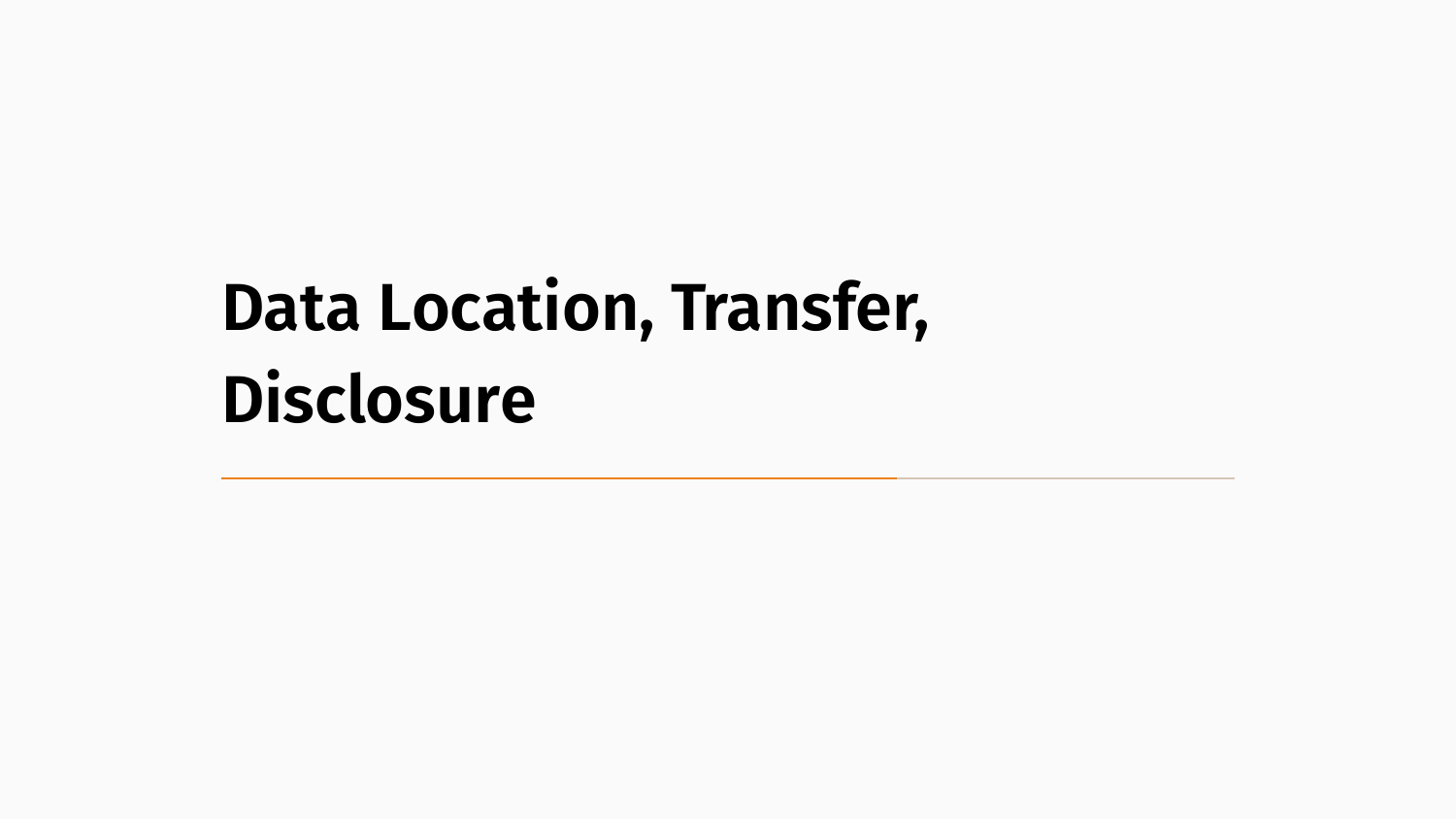# Data Location, Transfer, Disclosure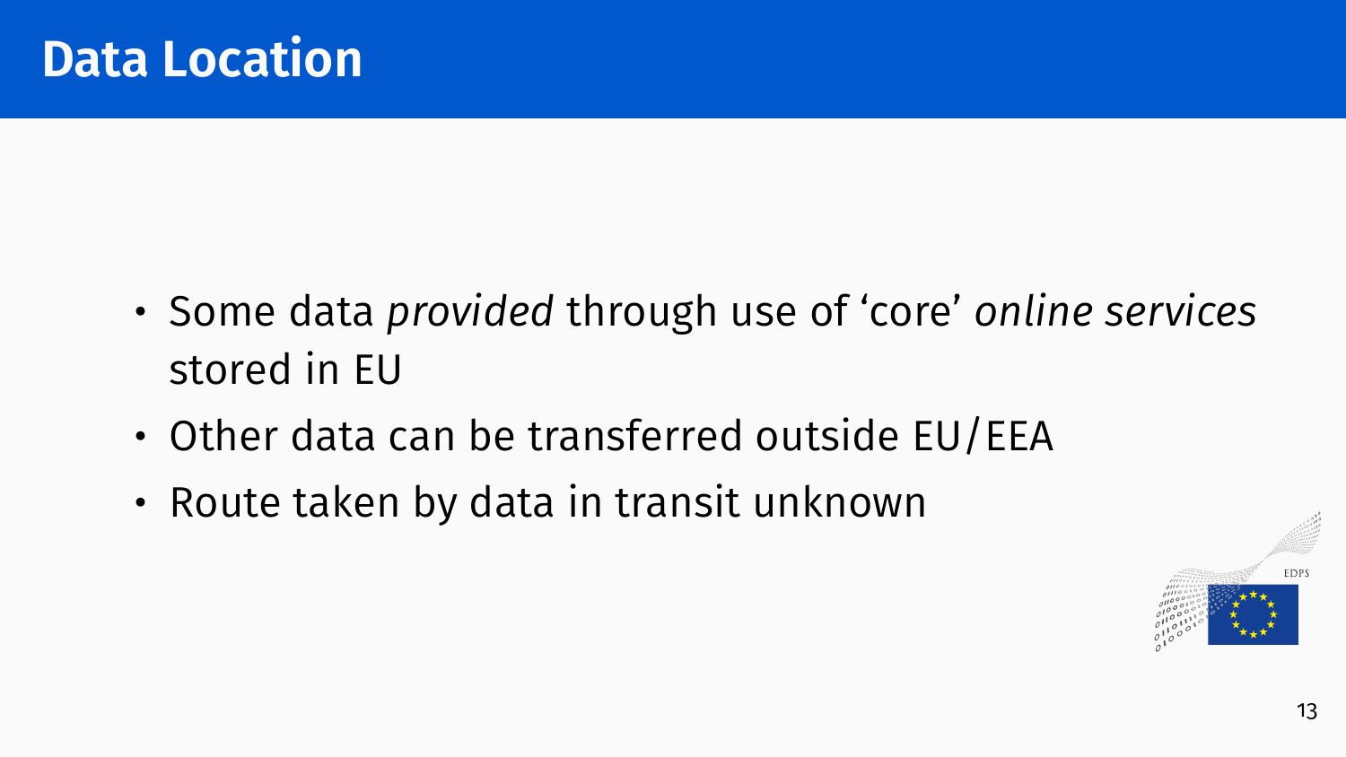# Data Location

- Some data *provided* through use of 'core' *online services* stored in EU
- Other data can be transferred outside EU/EEA
- Route taken by data in transit unknown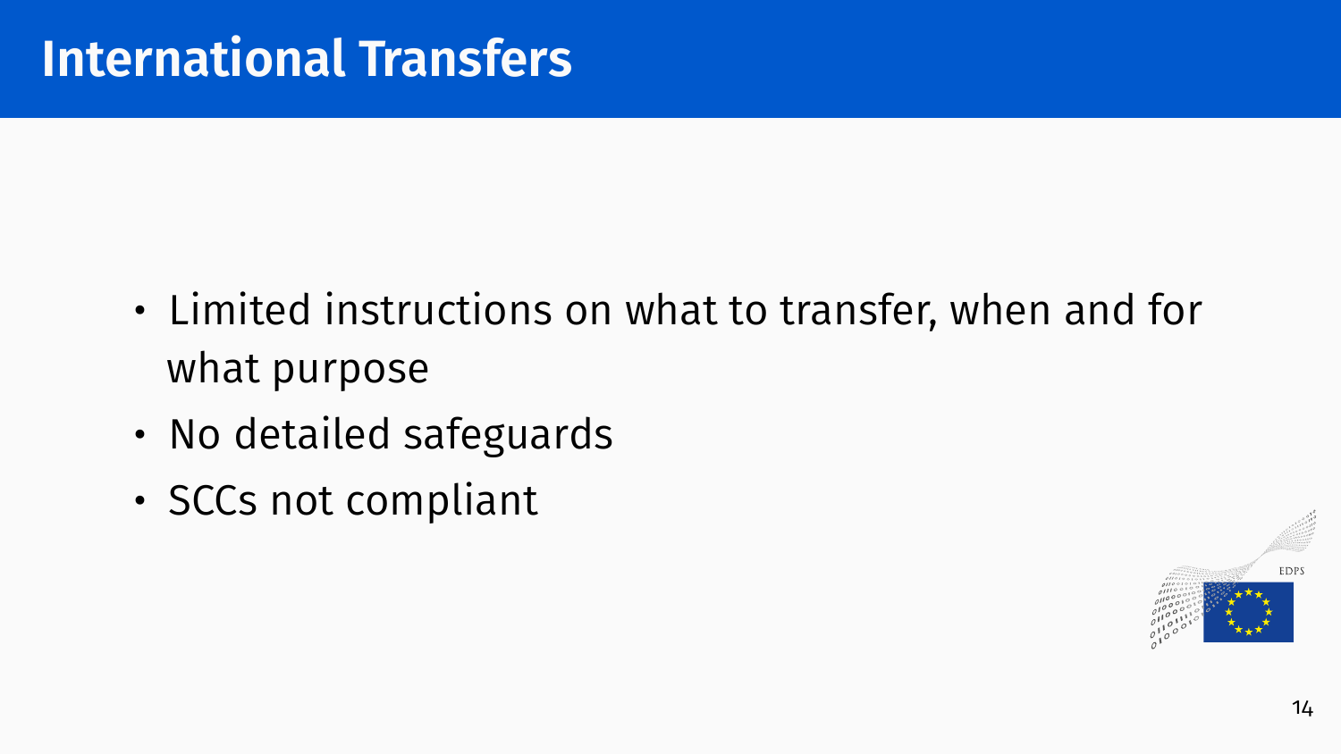# International Transfers

- Limited instructions on what to transfer, when and for what purpose
- No detailed safeguards
- SCCs not compliant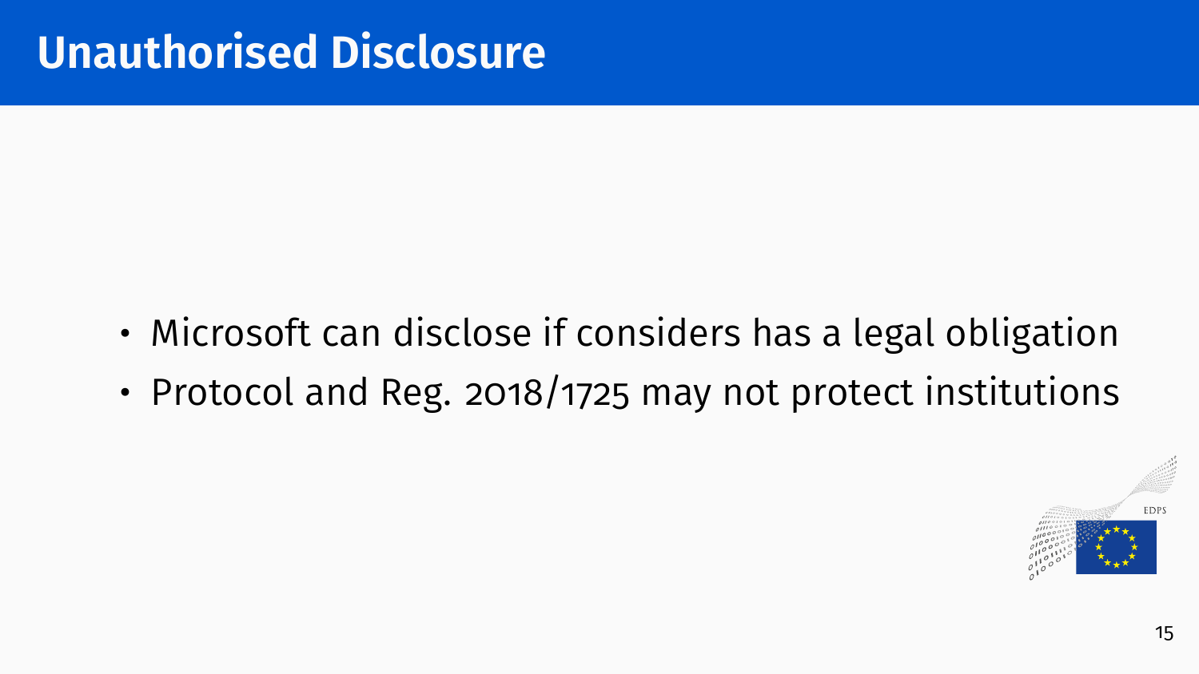# Unauthorised Disclosure

- Microsoft can disclose if considers has a legal obligation
- Protocol and Reg. 2018/1725 may not protect institutions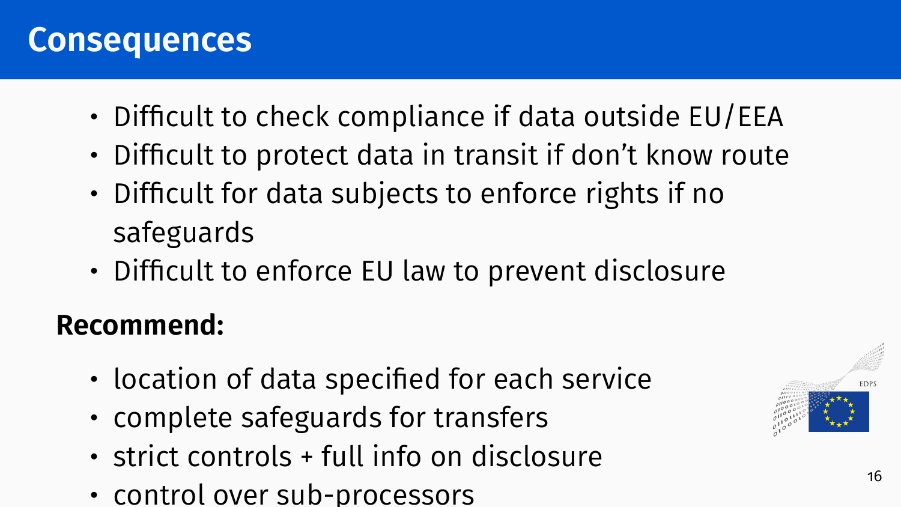# Consequences

- Difficult to check compliance if data outside EU/EEA
- Difficult to protect data in transit if don't know route
- Difficult for data subjects to enforce rights if no safeguards
- Difficult to enforce EU law to prevent disclosure

**Recommend:**

- location of data specified for each service
- complete safeguards for transfers
- strict controls + full info on disclosure
- control over sub-processors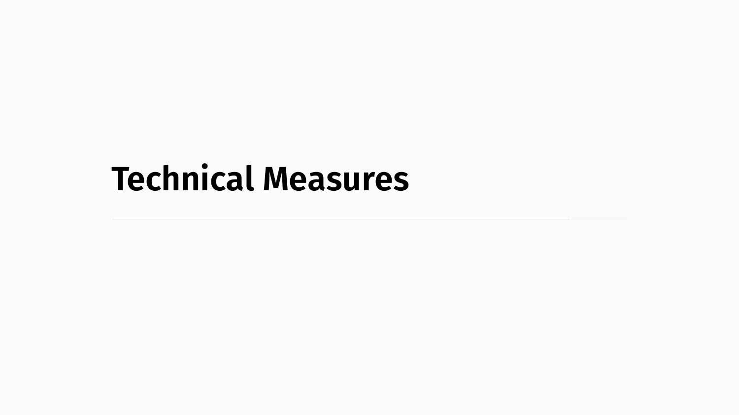# Technical Measures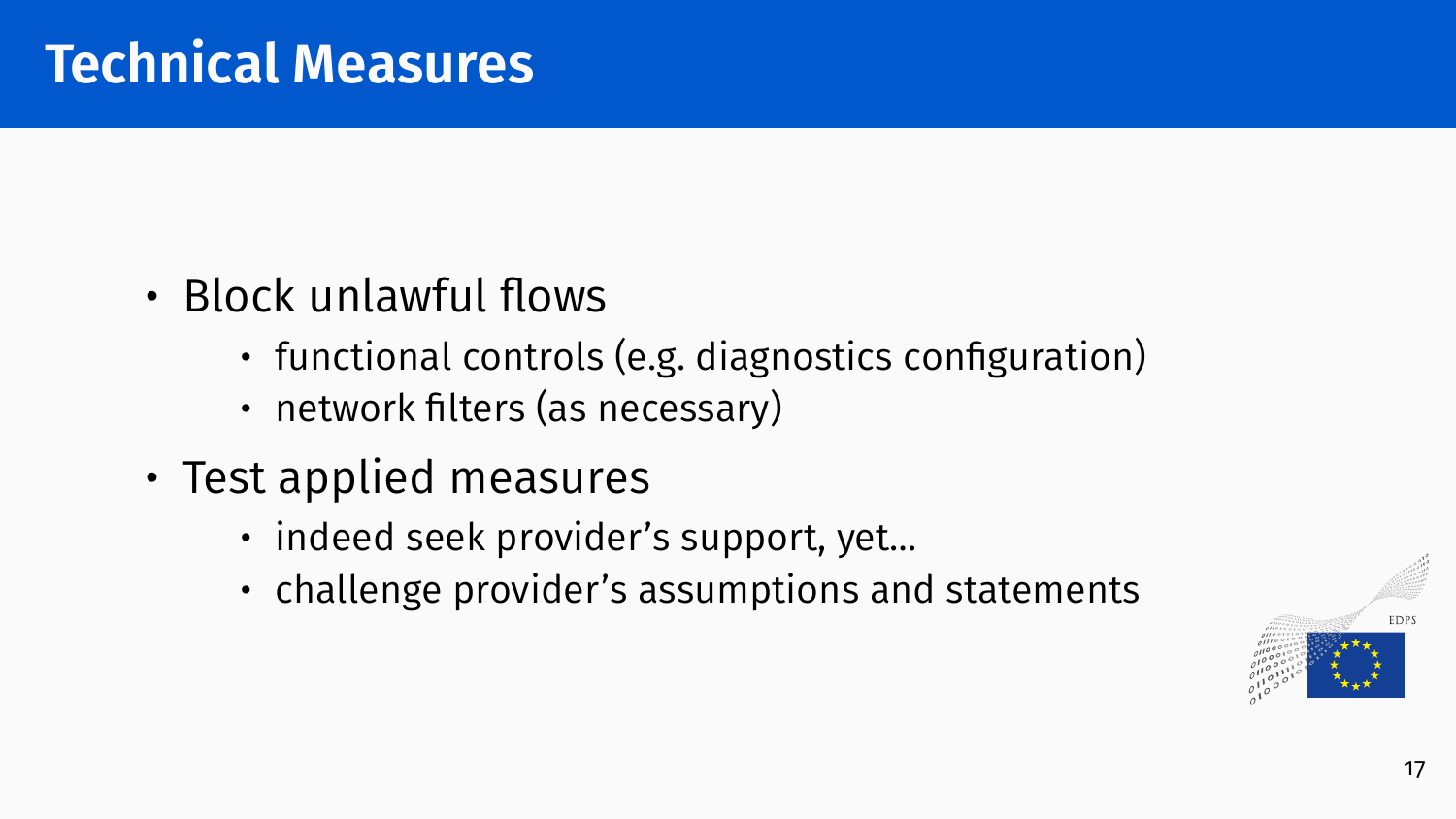# Technical Measures

- Block unlawful flows
  - functional controls (e.g. diagnostics configuration)
  - network filters (as necessary)
- Test applied measures
  - indeed seek provider's support, yet...
  - challenge provider's assumptions and statements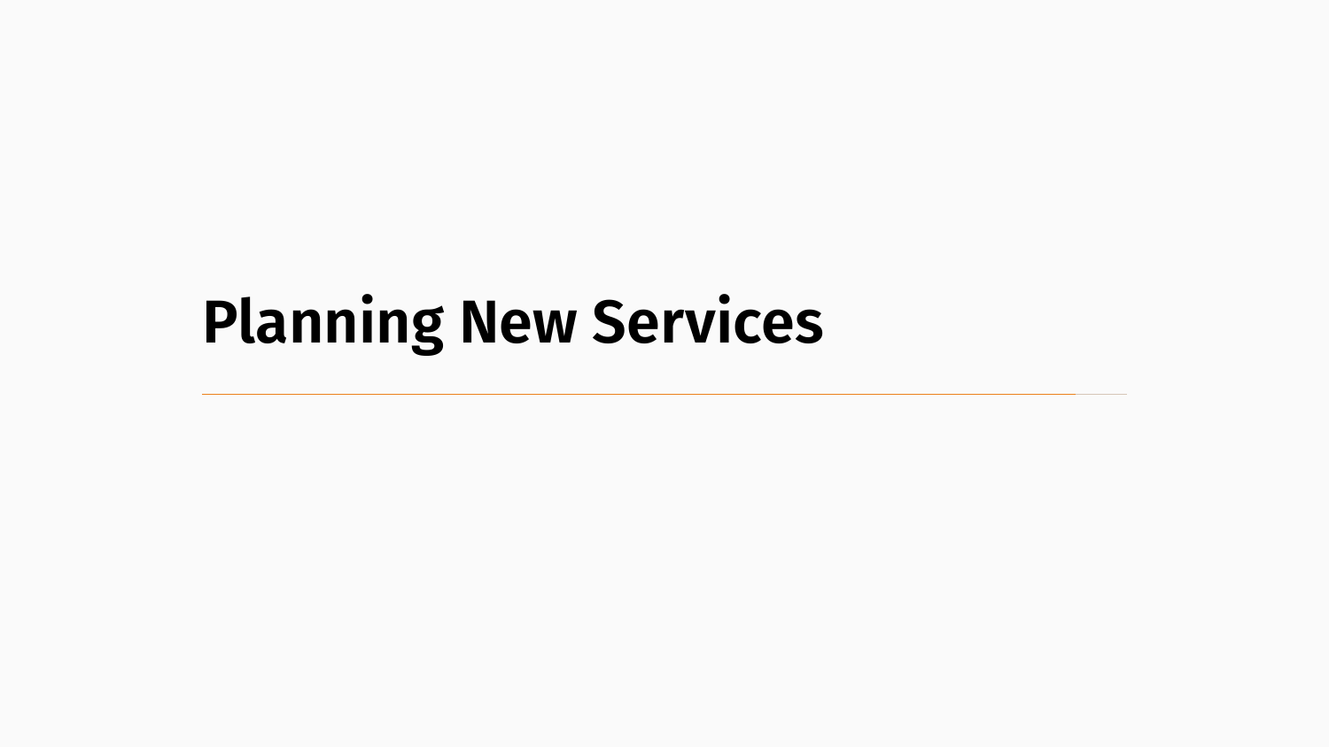# Planning New Services

---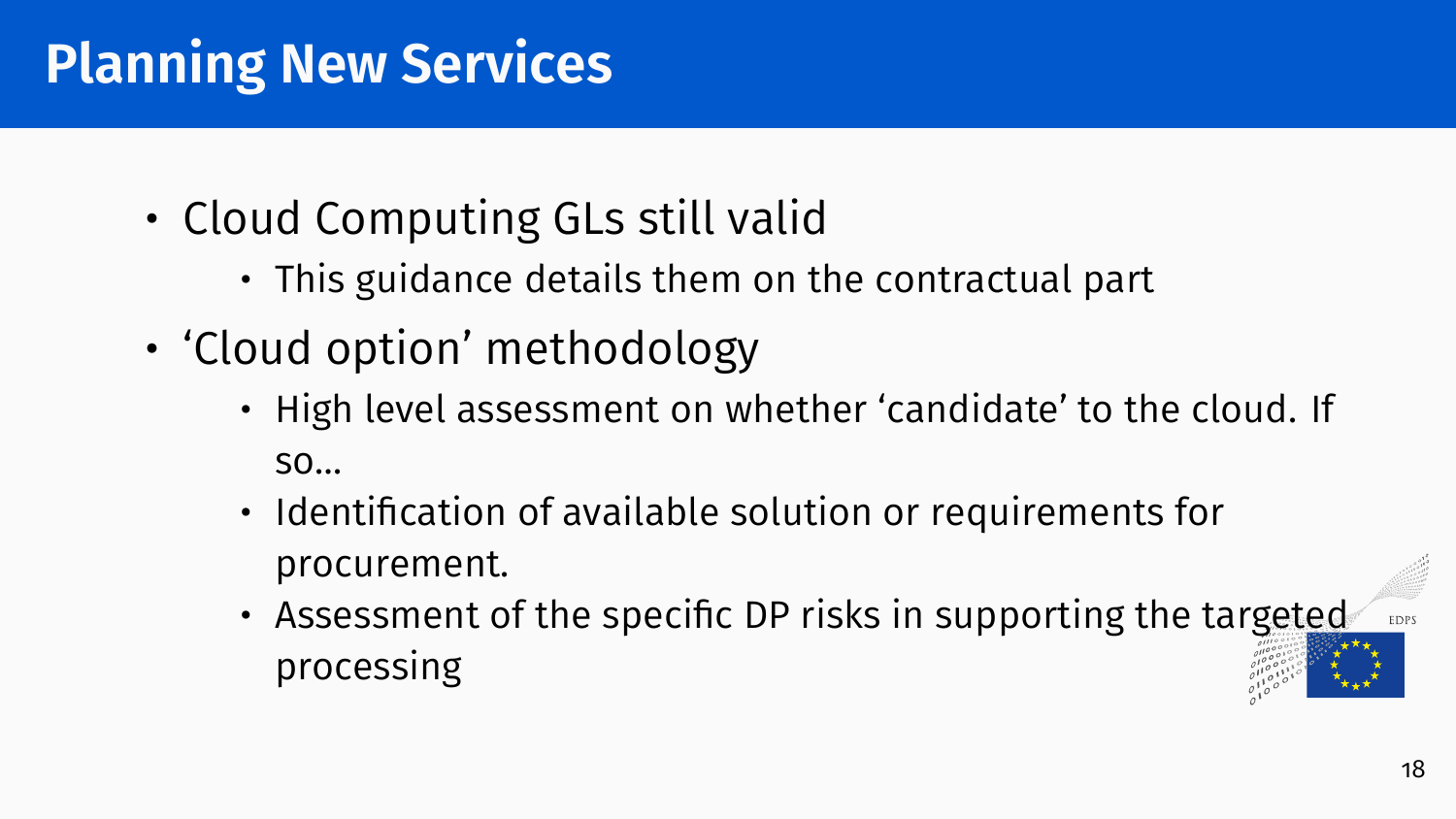# Planning New Services

- Cloud Computing GLs still valid
  - This guidance details them on the contractual part
- 'Cloud option' methodology
  - High level assessment on whether 'candidate' to the cloud. If so…
  - Identification of available solution or requirements for procurement.
  - Assessment of the specific DP risks in supporting the targeted processing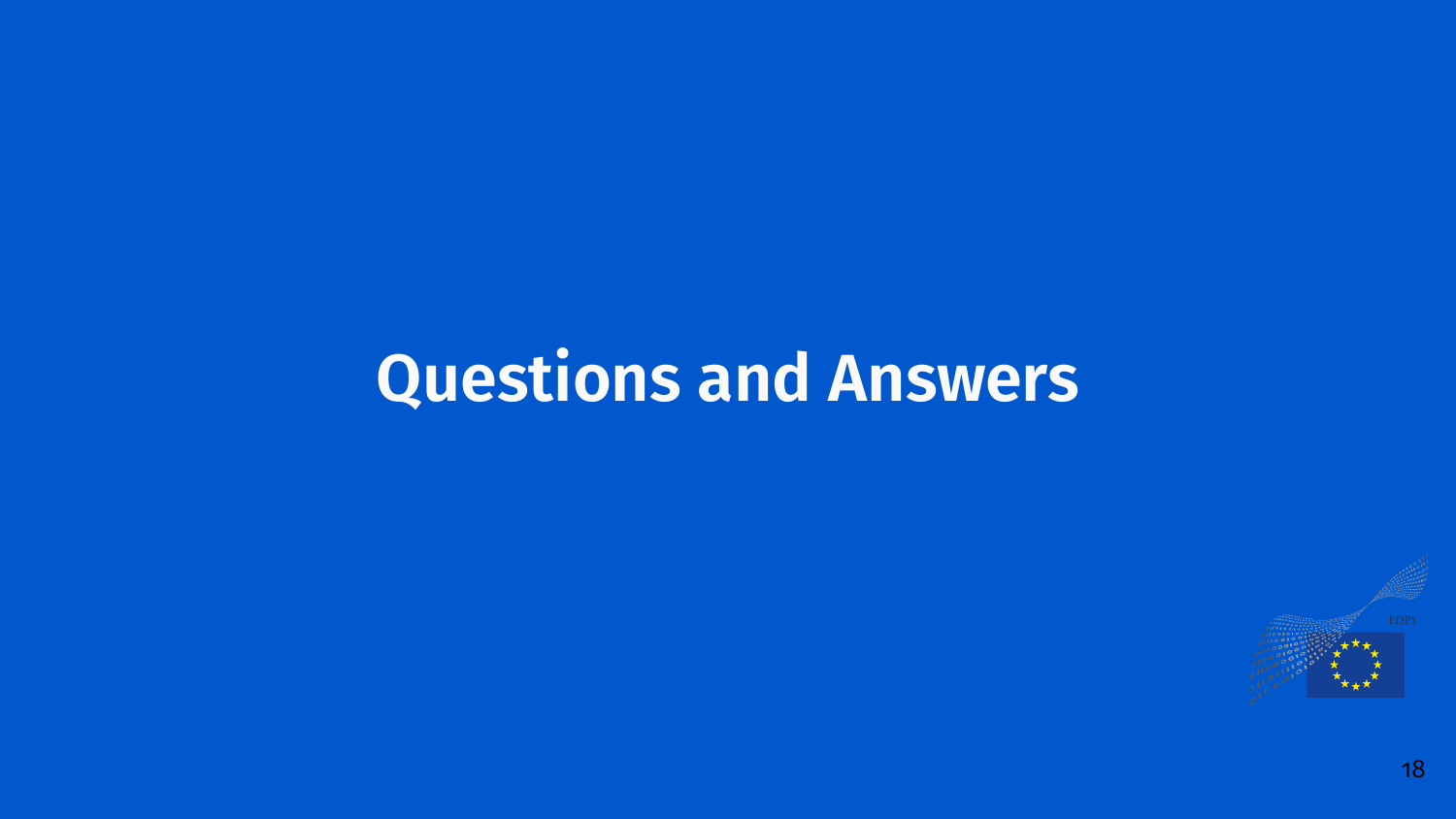# Questions and Answers